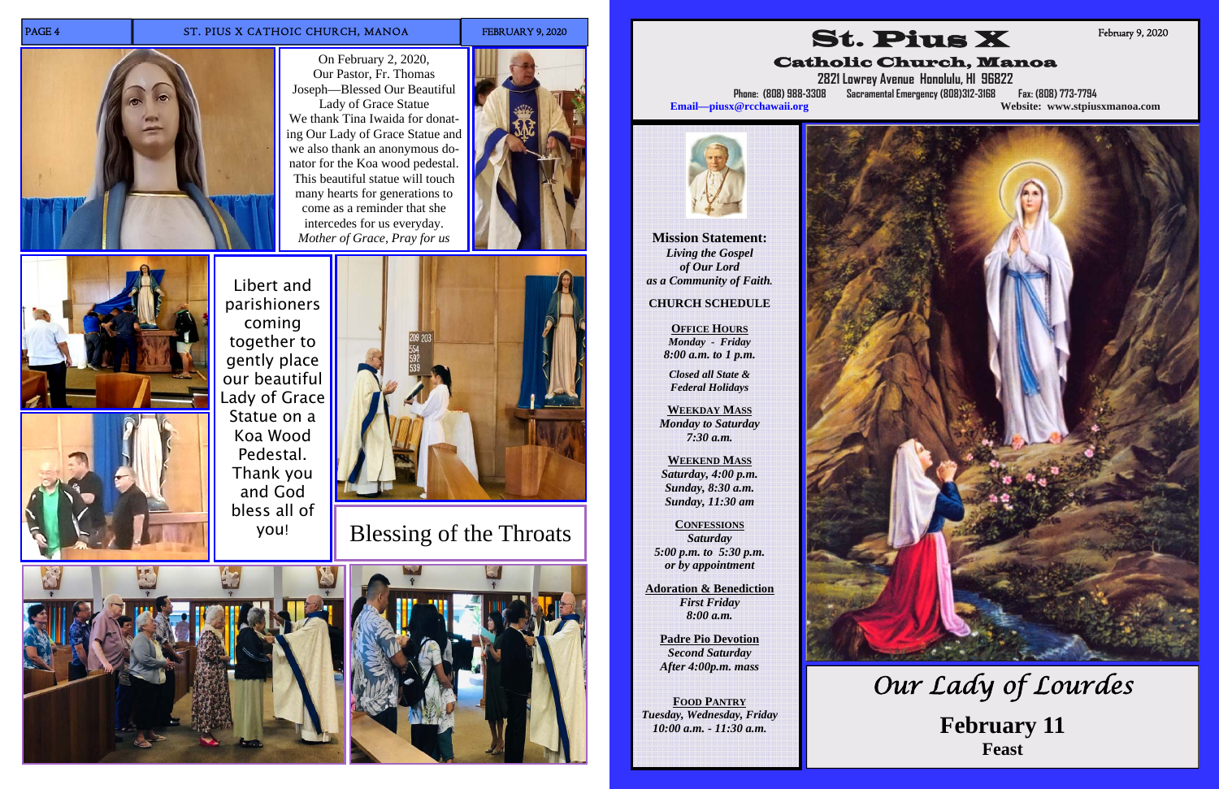On February 2, 2020, Our Pastor, Fr. Thomas Joseph—Blessed Our Beautiful Lady of Grace Statue

We thank Tina Iwaida for donating Our Lady of Grace Statue and we also thank an anonymous donator for the Koa wood pedestal. This beautiful statue will touch many hearts for generations to come as a reminder that she intercedes for us everyday.

*Mother of Grace, Pray for us*

Libert and parishioners coming together to gently place our beautiful Lady of Grace Statue on a Koa Wood Pedestal. Thank you and God bless all of you!

## Blessing of the Throats

# St. Pius X

## Catholic Church, Manoa

February 9, 2020

2821 Lowrey Avenue Honolulu, HI 96822

Phone: (808) 988-3308 Sacramental Emergency (808)312-3168 Fax: (808) 773-7794

Email—piusx@rcchawaii.org Website: www.stpiusxmanoa.com

**Mission Statement:**
***Living the Gospel of Our Lord as a Community of Faith.***

**CHURCH SCHEDULE**

**OFFICE HOURS**
*Monday - Friday*
*8:00 a.m. to 1 p.m.*

*Closed all State & Federal Holidays*

**WEEKDAY MASS**
*Monday to Saturday*
*7:30 a.m.*

**WEEKEND MASS**
*Saturday, 4:00 p.m.*
*Sunday, 8:30 a.m.*
*Sunday, 11:30 am*

**CONFESSIONS**
*Saturday*
*5:00 p.m. to 5:30 p.m.*
*or by appointment*

**Adoration & Benediction**
*First Friday*
*8:00 a.m.*

**Padre Pio Devotion**
*Second Saturday*
*After 4:00p.m. mass*

**FOOD PANTRY**
*Tuesday, Wednesday, Friday*
*10:00 a.m. - 11:30 a.m.*

# *Our Lady of Lourdes*

**February 11**
**Feast**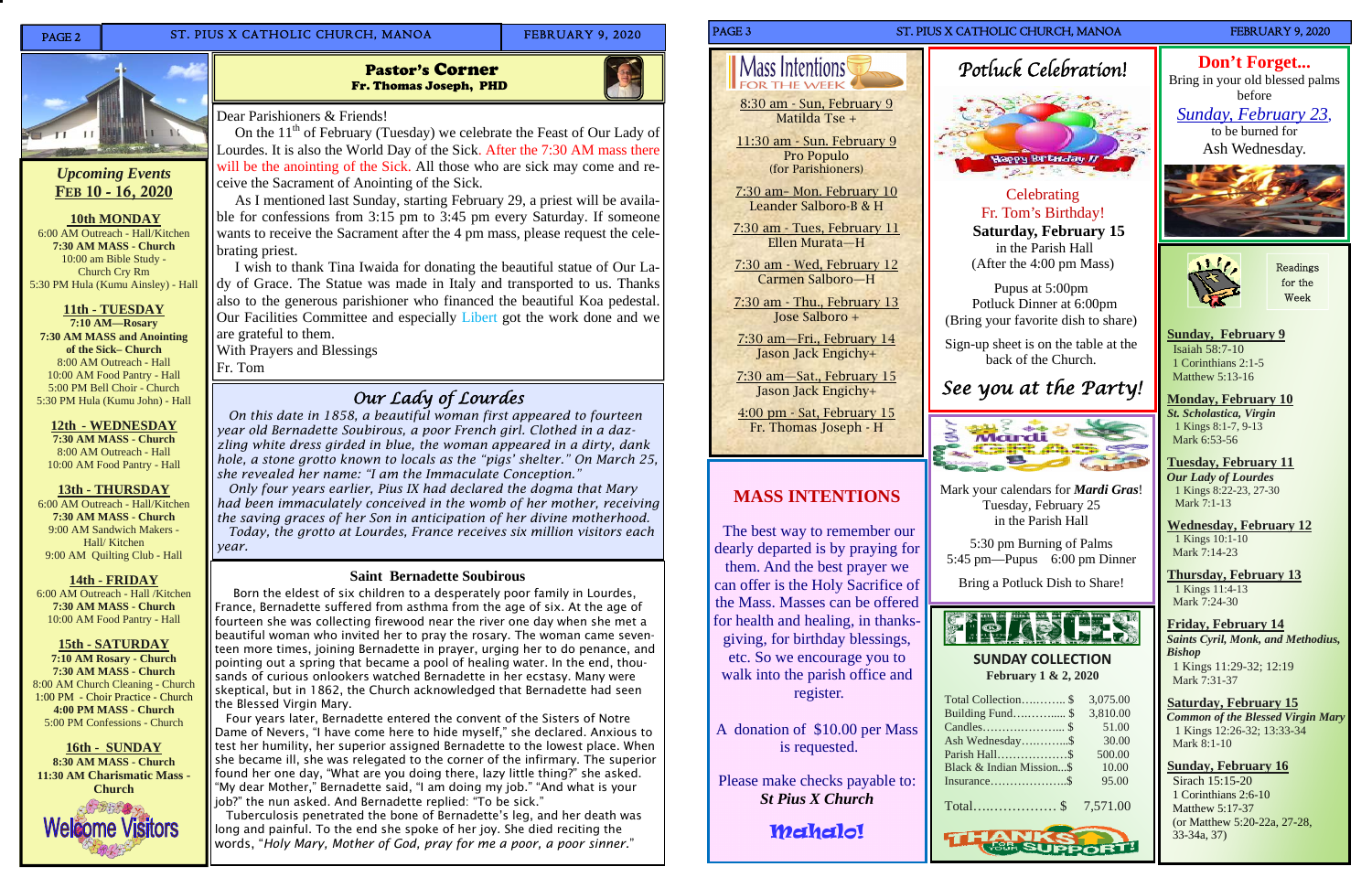## Upcoming Events
## FEB 10 - 16, 2020

**10th MONDAY**
6:00 AM Outreach - Hall/Kitchen
**7:30 AM MASS - Church**
10:00 am Bible Study - Church Cry Rm
5:30 PM Hula (Kumu Ainsley) - Hall

**11th - TUESDAY**
**7:10 AM—Rosary**
**7:30 AM MASS and Anointing of the Sick– Church**
8:00 AM Outreach - Hall
10:00 AM Food Pantry - Hall
5:00 PM Bell Choir - Church
5:30 PM Hula (Kumu John) - Hall

**12th - WEDNESDAY**
**7:30 AM MASS - Church**
8:00 AM Outreach - Hall
10:00 AM Food Pantry - Hall

**13th - THURSDAY**
6:00 AM Outreach - Hall/Kitchen
**7:30 AM MASS - Church**
9:00 AM Sandwich Makers - Hall/ Kitchen
9:00 AM Quilting Club - Hall

**14th - FRIDAY**
6:00 AM Outreach - Hall /Kitchen
**7:30 AM MASS - Church**
10:00 AM Food Pantry - Hall

**15th - SATURDAY**
**7:10 AM Rosary - Church**
**7:30 AM MASS - Church**
8:00 AM Church Cleaning - Church
1:00 PM - Choir Practice - Church
**4:00 PM MASS - Church**
5:00 PM Confessions - Church

**16th - SUNDAY**
**8:30 AM MASS - Church**
**11:30 AM Charismatic Mass - Church**

Welcome Visitors

## Pastor's Corner
**Fr. Thomas Joseph, PHD**

Dear Parishioners & Friends!

On the 11th of February (Tuesday) we celebrate the Feast of Our Lady of Lourdes. It is also the World Day of the Sick. After the 7:30 AM mass there will be the anointing of the Sick. All those who are sick may come and receive the Sacrament of Anointing of the Sick.

As I mentioned last Sunday, starting February 29, a priest will be available for confessions from 3:15 pm to 3:45 pm every Saturday. If someone wants to receive the Sacrament after the 4 pm mass, please request the celebrating priest.

I wish to thank Tina Iwaida for donating the beautiful statue of Our Lady of Grace. The Statue was made in Italy and transported to us. Thanks also to the generous parishioner who financed the beautiful Koa pedestal. Our Facilities Committee and especially Libert got the work done and we are grateful to them.

With Prayers and Blessings
Fr. Tom

## Our Lady of Lourdes

*On this date in 1858, a beautiful woman first appeared to fourteen year old Bernadette Soubirous, a poor French girl. Clothed in a dazzling white dress girded in blue, the woman appeared in a dirty, dank hole, a stone grotto known to locals as the "pigs' shelter." On March 25, she revealed her name: "I am the Immaculate Conception."*

*Only four years earlier, Pius IX had declared the dogma that Mary had been immaculately conceived in the womb of her mother, receiving the saving graces of her Son in anticipation of her divine motherhood.*

*Today, the grotto at Lourdes, France receives six million visitors each year.*

## Saint Bernadette Soubirous

Born the eldest of six children to a desperately poor family in Lourdes, France, Bernadette suffered from asthma from the age of six. At the age of fourteen she was collecting firewood near the river one day when she met a beautiful woman who invited her to pray the rosary. The woman came seventeen more times, joining Bernadette in prayer, urging her to do penance, and pointing out a spring that became a pool of healing water. In the end, thousands of curious onlookers watched Bernadette in her ecstasy. Many were skeptical, but in 1862, the Church acknowledged that Bernadette had seen the Blessed Virgin Mary.

Four years later, Bernadette entered the convent of the Sisters of Notre Dame of Nevers, "I have come here to hide myself," she declared. Anxious to test her humility, her superior assigned Bernadette to the lowest place. When she became ill, she was relegated to the corner of the infirmary. The superior found her one day, "What are you doing there, lazy little thing?" she asked. "My dear Mother," Bernadette said, "I am doing my job." "And what is your job?" the nun asked. And Bernadette replied: "To be sick."

Tuberculosis penetrated the bone of Bernadette's leg, and her death was long and painful. To the end she spoke of her joy. She died reciting the words, "*Holy Mary, Mother of God, pray for me a poor, a poor sinner.*"

## Mass Intentions

8:30 am - Sun, February 9
Matilda Tse +

11:30 am - Sun. February 9
Pro Populo
(for Parishioners)

7:30 am- Mon. February 10
Leander Salboro-B & H

7:30 am - Tues, February 11
Ellen Murata—H

7:30 am - Wed, February 12
Carmen Salboro—H

7:30 am - Thu., February 13
Jose Salboro +

7:30 am—Fri., February 14
Jason Jack Engichy+

7:30 am—Sat., February 15
Jason Jack Engichy+

4:00 pm - Sat, February 15
Fr. Thomas Joseph - H

## MASS INTENTIONS

The best way to remember our dearly departed is by praying for them. And the best prayer we can offer is the Holy Sacrifice of the Mass. Masses can be offered for health and healing, in thanksgiving, for birthday blessings, etc. So we encourage you to walk into the parish office and register.

A donation of $10.00 per Mass is requested.

Please make checks payable to: ***St Pius X Church***

***Mahalo!***

## Potluck Celebration!

Happy Birthday !!

Celebrating
Fr. Tom's Birthday!
**Saturday, February 15**
in the Parish Hall
(After the 4:00 pm Mass)

Pupus at 5:00pm
Potluck Dinner at 6:00pm
(Bring your favorite dish to share)

Sign-up sheet is on the table at the back of the Church.

*See you at the Party!*

## Mardi Gras

Mark your calendars for ***Mardi Gras***!
Tuesday, February 25
in the Parish Hall

5:30 pm Burning of Palms
5:45 pm—Pupus 6:00 pm Dinner

Bring a Potluck Dish to Share!

## FINANCES

**SUNDAY COLLECTION**
**February 1 & 2, 2020**

| | |
|---|---|
| Total Collection………… $ | 3,075.00 |
| Building Fund…………. $ | 3,810.00 |
| Candles………………… $ | 51.00 |
| Ash Wednesday…………$ | 30.00 |
| Parish Hall………………$ | 500.00 |
| Black & Indian Mission...$ | 10.00 |
| Insurance………………..$ | 95.00 |
| Total……………… $ | 7,571.00 |

THANKS FOR YOUR SUPPORT!

## Don't Forget...

Bring in your old blessed palms before
*Sunday, February 23*,
to be burned for
Ash Wednesday.

## Readings for the Week

**Sunday, February 9**
Isaiah 58:7-10
1 Corinthians 2:1-5
Matthew 5:13-16

**Monday, February 10**
***St. Scholastica, Virgin***
1 Kings 8:1-7, 9-13
Mark 6:53-56

**Tuesday, February 11**
***Our Lady of Lourdes***
1 Kings 8:22-23, 27-30
Mark 7:1-13

**Wednesday, February 12**
1 Kings 10:1-10
Mark 7:14-23

**Thursday, February 13**
1 Kings 11:4-13
Mark 7:24-30

**Friday, February 14**
***Saints Cyril, Monk, and Methodius, Bishop***
1 Kings 11:29-32; 12:19
Mark 7:31-37

**Saturday, February 15**
***Common of the Blessed Virgin Mary***
1 Kings 12:26-32; 13:33-34
Mark 8:1-10

**Sunday, February 16**
Sirach 15:15-20
1 Corinthians 2:6-10
Matthew 5:17-37
(or Matthew 5:20-22a, 27-28, 33-34a, 37)